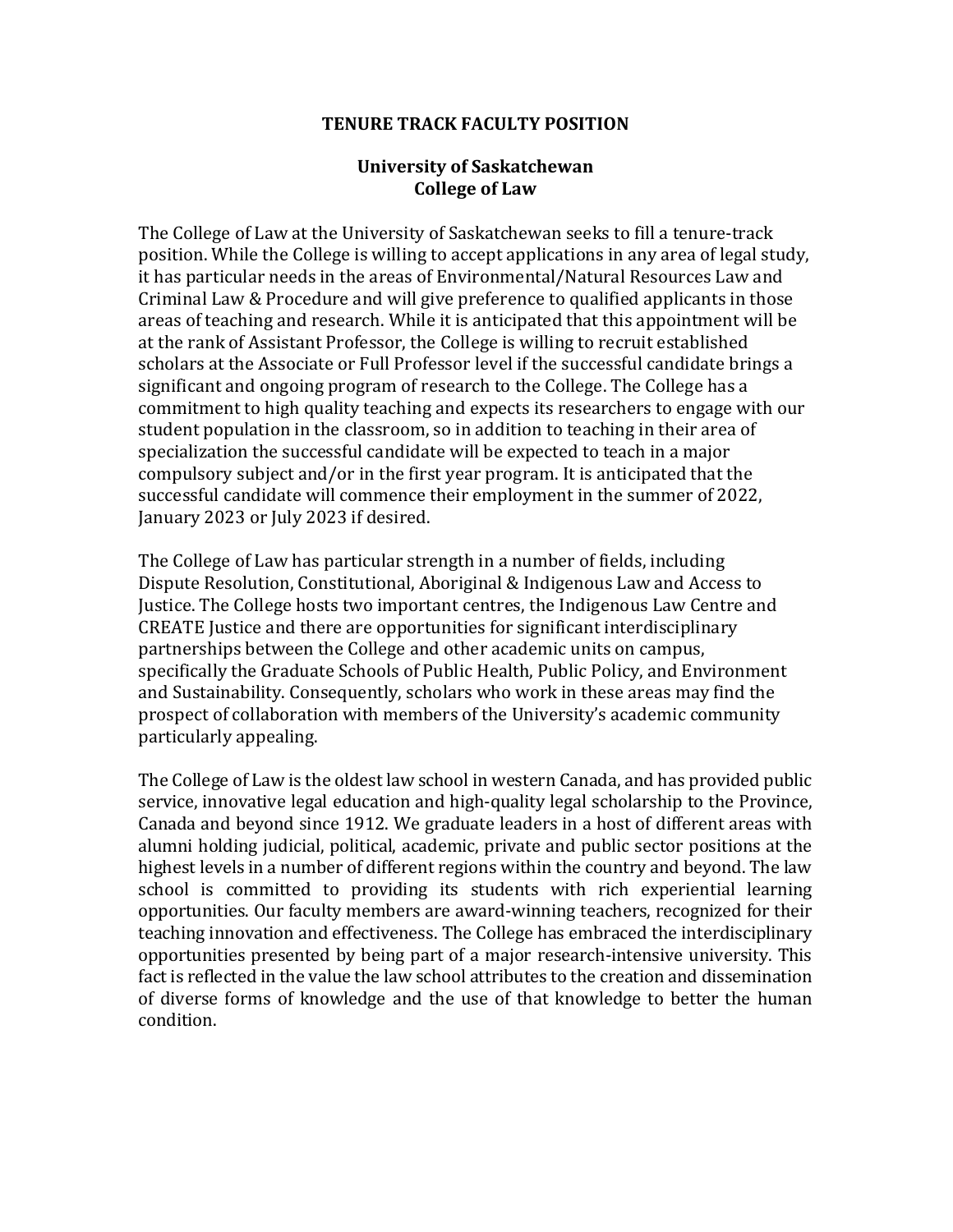**TENURE TRACK FACULTY POSITION**

**University of Saskatchewan**
**College of Law**

The College of Law at the University of Saskatchewan seeks to fill a tenure-track position. While the College is willing to accept applications in any area of legal study, it has particular needs in the areas of Environmental/Natural Resources Law and Criminal Law & Procedure and will give preference to qualified applicants in those areas of teaching and research. While it is anticipated that this appointment will be at the rank of Assistant Professor, the College is willing to recruit established scholars at the Associate or Full Professor level if the successful candidate brings a significant and ongoing program of research to the College. The College has a commitment to high quality teaching and expects its researchers to engage with our student population in the classroom, so in addition to teaching in their area of specialization the successful candidate will be expected to teach in a major compulsory subject and/or in the first year program. It is anticipated that the successful candidate will commence their employment in the summer of 2022, January 2023 or July 2023 if desired.

The College of Law has particular strength in a number of fields, including Dispute Resolution, Constitutional, Aboriginal & Indigenous Law and Access to Justice. The College hosts two important centres, the Indigenous Law Centre and CREATE Justice and there are opportunities for significant interdisciplinary partnerships between the College and other academic units on campus, specifically the Graduate Schools of Public Health, Public Policy, and Environment and Sustainability. Consequently, scholars who work in these areas may find the prospect of collaboration with members of the University's academic community particularly appealing.

The College of Law is the oldest law school in western Canada, and has provided public service, innovative legal education and high-quality legal scholarship to the Province, Canada and beyond since 1912. We graduate leaders in a host of different areas with alumni holding judicial, political, academic, private and public sector positions at the highest levels in a number of different regions within the country and beyond. The law school is committed to providing its students with rich experiential learning opportunities. Our faculty members are award-winning teachers, recognized for their teaching innovation and effectiveness. The College has embraced the interdisciplinary opportunities presented by being part of a major research-intensive university. This fact is reflected in the value the law school attributes to the creation and dissemination of diverse forms of knowledge and the use of that knowledge to better the human condition.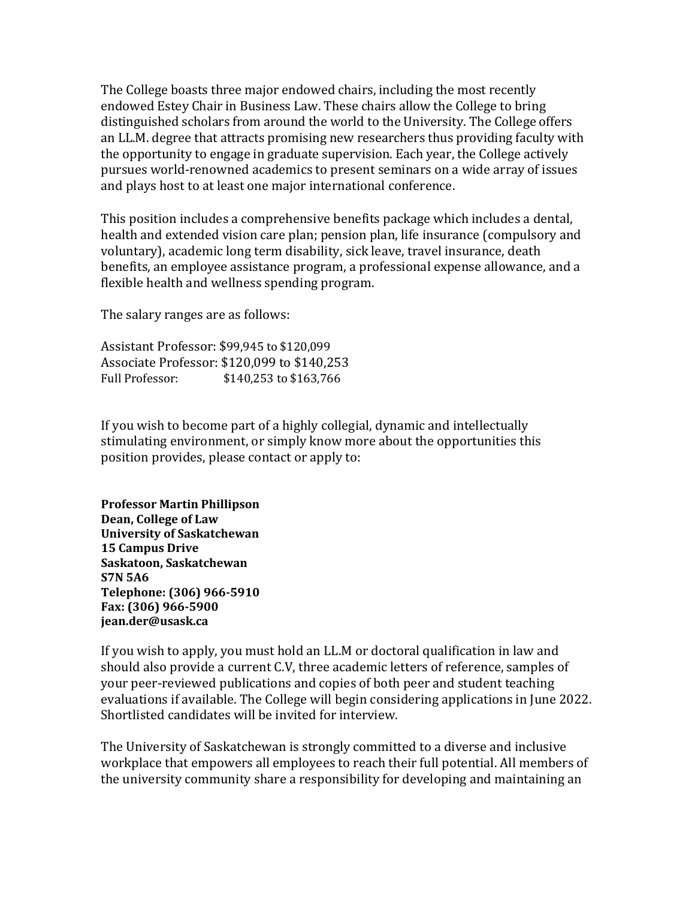The College boasts three major endowed chairs, including the most recently endowed Estey Chair in Business Law. These chairs allow the College to bring distinguished scholars from around the world to the University. The College offers an LL.M. degree that attracts promising new researchers thus providing faculty with the opportunity to engage in graduate supervision. Each year, the College actively pursues world-renowned academics to present seminars on a wide array of issues and plays host to at least one major international conference.

This position includes a comprehensive benefits package which includes a dental, health and extended vision care plan; pension plan, life insurance (compulsory and voluntary), academic long term disability, sick leave, travel insurance, death benefits, an employee assistance program, a professional expense allowance, and a flexible health and wellness spending program.

The salary ranges are as follows:

Assistant Professor: $99,945 to $120,099
Associate Professor: $120,099 to $140,253
Full Professor: $140,253 to $163,766

If you wish to become part of a highly collegial, dynamic and intellectually stimulating environment, or simply know more about the opportunities this position provides, please contact or apply to:

**Professor Martin Phillipson**
**Dean, College of Law**
**University of Saskatchewan**
**15 Campus Drive**
**Saskatoon, Saskatchewan**
**S7N 5A6**
**Telephone: (306) 966-5910**
**Fax: (306) 966-5900**
**jean.der@usask.ca**

If you wish to apply, you must hold an LL.M or doctoral qualification in law and should also provide a current C.V, three academic letters of reference, samples of your peer-reviewed publications and copies of both peer and student teaching evaluations if available. The College will begin considering applications in June 2022. Shortlisted candidates will be invited for interview.

The University of Saskatchewan is strongly committed to a diverse and inclusive workplace that empowers all employees to reach their full potential. All members of the university community share a responsibility for developing and maintaining an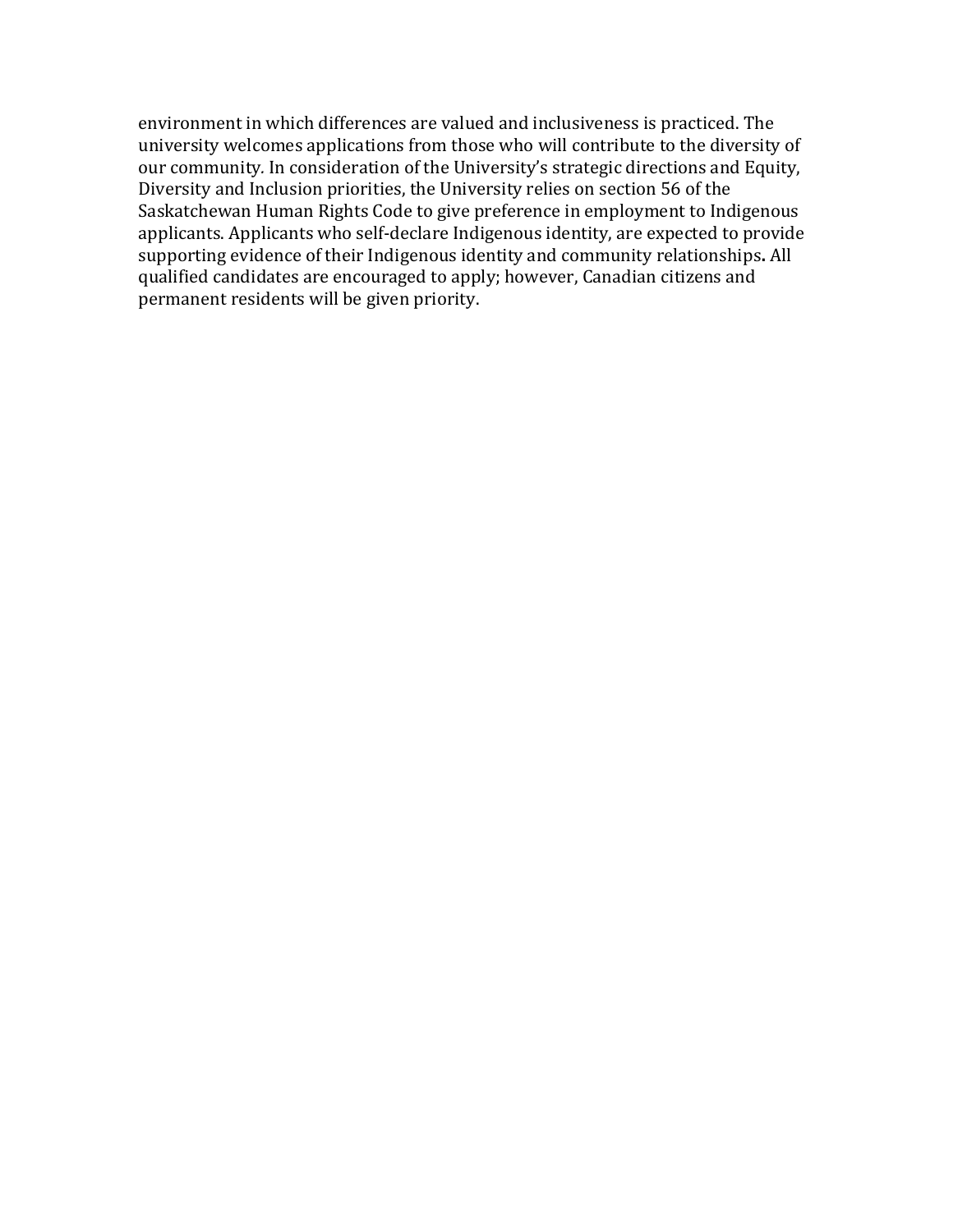environment in which differences are valued and inclusiveness is practiced. The university welcomes applications from those who will contribute to the diversity of our community. In consideration of the University's strategic directions and Equity, Diversity and Inclusion priorities, the University relies on section 56 of the Saskatchewan Human Rights Code to give preference in employment to Indigenous applicants. Applicants who self-declare Indigenous identity, are expected to provide supporting evidence of their Indigenous identity and community relationships**.** All qualified candidates are encouraged to apply; however, Canadian citizens and permanent residents will be given priority.